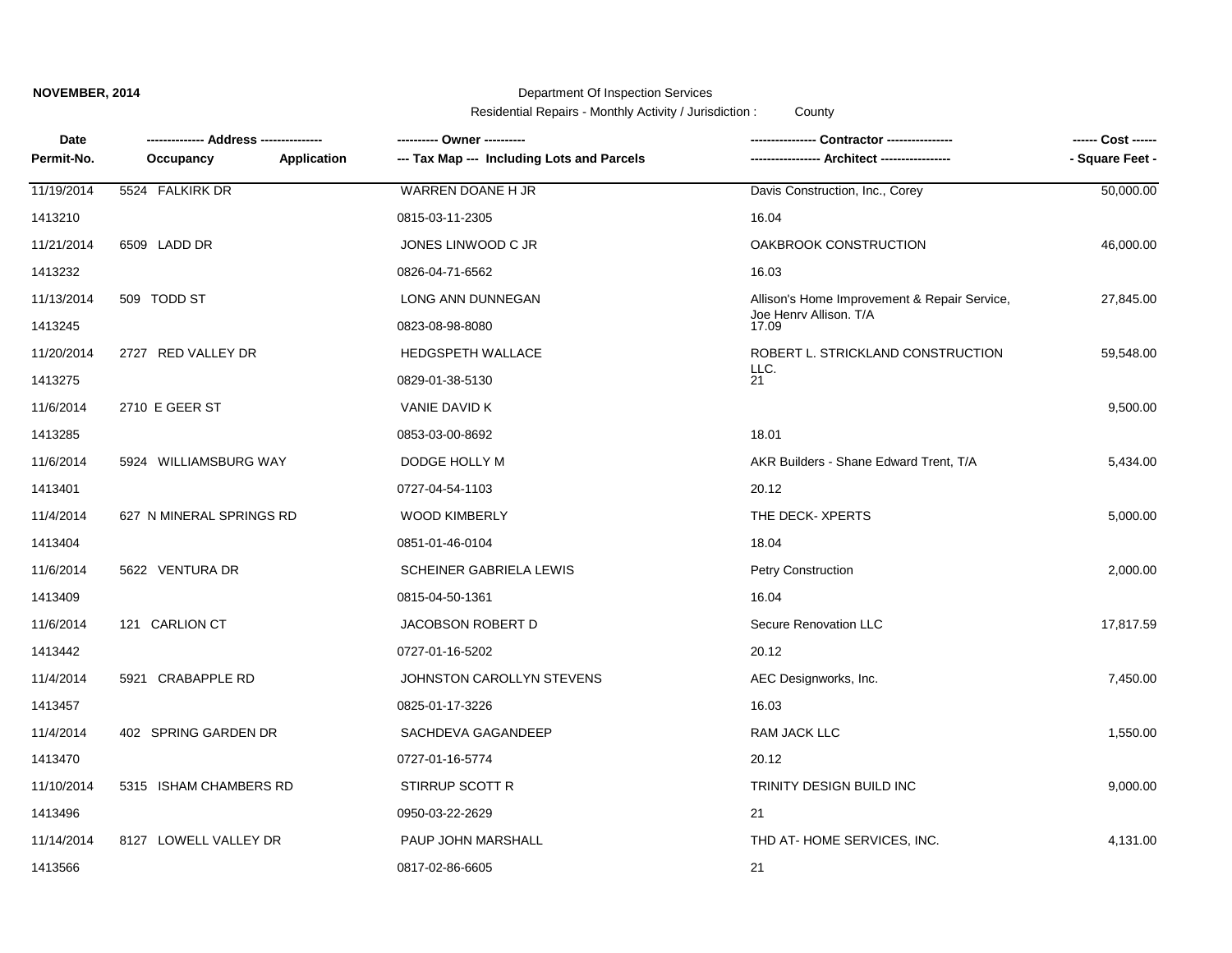**NOVEMBER, 2014**

Department Of Inspection Services

Residential Repairs - Monthly Activity / Jurisdiction : County

| Date / Permit-No. | Address / Occupancy / Application | Owner / Tax Map --- Including Lots and Parcels | Contractor / Architect | Cost / Square Feet |
|---|---|---|---|---|
| 11/19/2014 | 5524 FALKIRK DR | WARREN DOANE H JR | Davis Construction, Inc., Corey | 50,000.00 |
| 1413210 | | 0815-03-11-2305 | 16.04 | |
| 11/21/2014 | 6509 LADD DR | JONES LINWOOD C JR | OAKBROOK CONSTRUCTION | 46,000.00 |
| 1413232 | | 0826-04-71-6562 | 16.03 | |
| 11/13/2014 | 509 TODD ST | LONG ANN DUNNEGAN | Allison's Home Improvement & Repair Service, Joe Henry Allison. T/A | 27,845.00 |
| 1413245 | | 0823-08-98-8080 | 17.09 | |
| 11/20/2014 | 2727 RED VALLEY DR | HEDGSPETH WALLACE | ROBERT L. STRICKLAND CONSTRUCTION LLC. | 59,548.00 |
| 1413275 | | 0829-01-38-5130 | 21 | |
| 11/6/2014 | 2710 E GEER ST | VANIE DAVID K | | 9,500.00 |
| 1413285 | | 0853-03-00-8692 | 18.01 | |
| 11/6/2014 | 5924 WILLIAMSBURG WAY | DODGE HOLLY M | AKR Builders - Shane Edward Trent, T/A | 5,434.00 |
| 1413401 | | 0727-04-54-1103 | 20.12 | |
| 11/4/2014 | 627 N MINERAL SPRINGS RD | WOOD KIMBERLY | THE DECK- XPERTS | 5,000.00 |
| 1413404 | | 0851-01-46-0104 | 18.04 | |
| 11/6/2014 | 5622 VENTURA DR | SCHEINER GABRIELA LEWIS | Petry Construction | 2,000.00 |
| 1413409 | | 0815-04-50-1361 | 16.04 | |
| 11/6/2014 | 121 CARLION CT | JACOBSON ROBERT D | Secure Renovation LLC | 17,817.59 |
| 1413442 | | 0727-01-16-5202 | 20.12 | |
| 11/4/2014 | 5921 CRABAPPLE RD | JOHNSTON CAROLLYN STEVENS | AEC Designworks, Inc. | 7,450.00 |
| 1413457 | | 0825-01-17-3226 | 16.03 | |
| 11/4/2014 | 402 SPRING GARDEN DR | SACHDEVA GAGANDEEP | RAM JACK LLC | 1,550.00 |
| 1413470 | | 0727-01-16-5774 | 20.12 | |
| 11/10/2014 | 5315 ISHAM CHAMBERS RD | STIRRUP SCOTT R | TRINITY DESIGN BUILD INC | 9,000.00 |
| 1413496 | | 0950-03-22-2629 | 21 | |
| 11/14/2014 | 8127 LOWELL VALLEY DR | PAUP JOHN MARSHALL | THD AT- HOME SERVICES, INC. | 4,131.00 |
| 1413566 | | 0817-02-86-6605 | 21 | |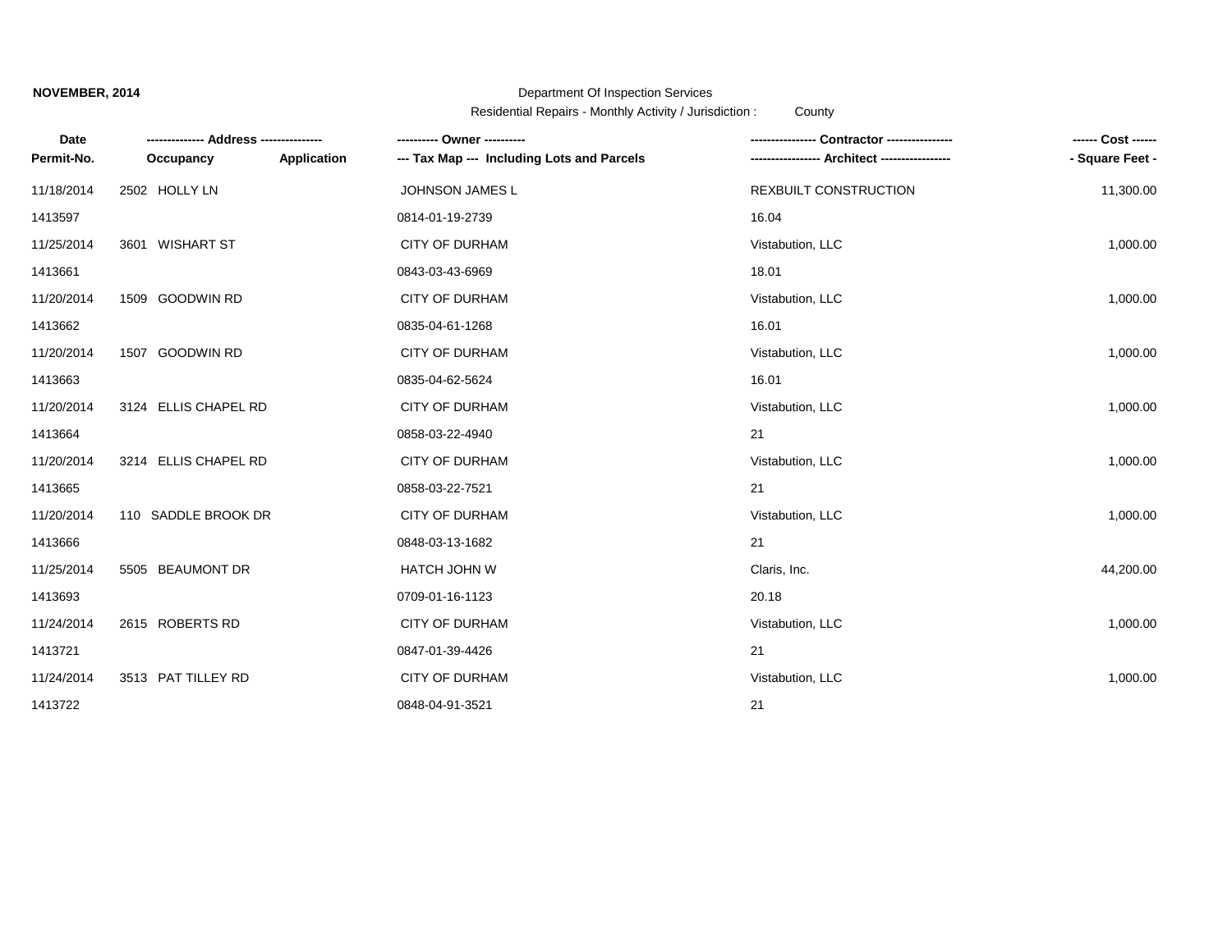**NOVEMBER, 2014**

Department Of Inspection Services

Residential Repairs - Monthly Activity / Jurisdiction : County

| Date<br>Permit-No. | ------------- Address --------------<br>Occupancy | <br>Application | ---------- Owner ----------<br>--- Tax Map --- Including Lots and Parcels | --------------- Contractor ---------------<br>---------------- Architect ---------------- | ------ Cost ------<br>- Square Feet - |
|---|---|---|---|---|---|
| 11/18/2014 | 2502 HOLLY LN | | JOHNSON JAMES L | REXBUILT CONSTRUCTION | 11,300.00 |
| 1413597 | | | 0814-01-19-2739 | 16.04 | |
| 11/25/2014 | 3601 WISHART ST | | CITY OF DURHAM | Vistabution, LLC | 1,000.00 |
| 1413661 | | | 0843-03-43-6969 | 18.01 | |
| 11/20/2014 | 1509 GOODWIN RD | | CITY OF DURHAM | Vistabution, LLC | 1,000.00 |
| 1413662 | | | 0835-04-61-1268 | 16.01 | |
| 11/20/2014 | 1507 GOODWIN RD | | CITY OF DURHAM | Vistabution, LLC | 1,000.00 |
| 1413663 | | | 0835-04-62-5624 | 16.01 | |
| 11/20/2014 | 3124 ELLIS CHAPEL RD | | CITY OF DURHAM | Vistabution, LLC | 1,000.00 |
| 1413664 | | | 0858-03-22-4940 | 21 | |
| 11/20/2014 | 3214 ELLIS CHAPEL RD | | CITY OF DURHAM | Vistabution, LLC | 1,000.00 |
| 1413665 | | | 0858-03-22-7521 | 21 | |
| 11/20/2014 | 110 SADDLE BROOK DR | | CITY OF DURHAM | Vistabution, LLC | 1,000.00 |
| 1413666 | | | 0848-03-13-1682 | 21 | |
| 11/25/2014 | 5505 BEAUMONT DR | | HATCH JOHN W | Claris, Inc. | 44,200.00 |
| 1413693 | | | 0709-01-16-1123 | 20.18 | |
| 11/24/2014 | 2615 ROBERTS RD | | CITY OF DURHAM | Vistabution, LLC | 1,000.00 |
| 1413721 | | | 0847-01-39-4426 | 21 | |
| 11/24/2014 | 3513 PAT TILLEY RD | | CITY OF DURHAM | Vistabution, LLC | 1,000.00 |
| 1413722 | | | 0848-04-91-3521 | 21 | |